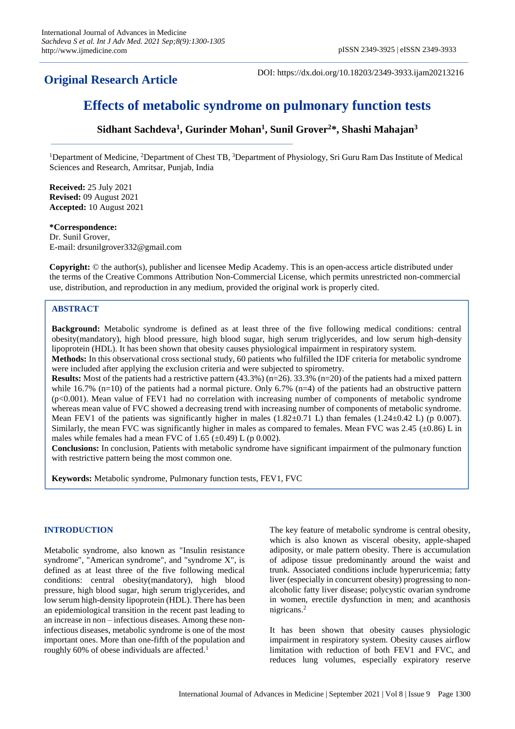**Original Research Article**

DOI: https://dx.doi.org/10.18203/2349-3933.ijam20213216

# Effects of metabolic syndrome on pulmonary function tests

**Sidhant Sachdeva[1], Gurinder Mohan[1], Sunil Grover[2]*, Shashi Mahajan[3]**

[1]Department of Medicine, [2]Department of Chest TB, [3]Department of Physiology, Sri Guru Ram Das Institute of Medical Sciences and Research, Amritsar, Punjab, India

**Received:** 25 July 2021
**Revised:** 09 August 2021
**Accepted:** 10 August 2021

***Correspondence:**
Dr. Sunil Grover,
E-mail: drsunilgrover332@gmail.com

**Copyright:** © the author(s), publisher and licensee Medip Academy. This is an open-access article distributed under the terms of the Creative Commons Attribution Non-Commercial License, which permits unrestricted non-commercial use, distribution, and reproduction in any medium, provided the original work is properly cited.

## ABSTRACT

**Background:** Metabolic syndrome is defined as at least three of the five following medical conditions: central obesity(mandatory), high blood pressure, high blood sugar, high serum triglycerides, and low serum high-density lipoprotein (HDL). It has been shown that obesity causes physiological impairment in respiratory system.

**Methods:** In this observational cross sectional study, 60 patients who fulfilled the IDF criteria for metabolic syndrome were included after applying the exclusion criteria and were subjected to spirometry.

**Results:** Most of the patients had a restrictive pattern (43.3%) (n=26). 33.3% (n=20) of the patients had a mixed pattern while 16.7% (n=10) of the patients had a normal picture. Only 6.7% (n=4) of the patients had an obstructive pattern ($p<0.001$). Mean value of FEV1 had no correlation with increasing number of components of metabolic syndrome whereas mean value of FVC showed a decreasing trend with increasing number of components of metabolic syndrome. Mean FEV1 of the patients was significantly higher in males (1.82±0.71 L) than females (1.24±0.42 L) (p 0.007). Similarly, the mean FVC was significantly higher in males as compared to females. Mean FVC was 2.45 (±0.86) L in males while females had a mean FVC of 1.65 (±0.49) L (p 0.002).

**Conclusions:** In conclusion, Patients with metabolic syndrome have significant impairment of the pulmonary function with restrictive pattern being the most common one.

**Keywords:** Metabolic syndrome, Pulmonary function tests, FEV1, FVC

## INTRODUCTION

Metabolic syndrome, also known as "Insulin resistance syndrome", "American syndrome", and "syndrome X", is defined as at least three of the five following medical conditions: central obesity(mandatory), high blood pressure, high blood sugar, high serum triglycerides, and low serum high-density lipoprotein (HDL). There has been an epidemiological transition in the recent past leading to an increase in non – infectious diseases. Among these non-infectious diseases, metabolic syndrome is one of the most important ones. More than one-fifth of the population and roughly 60% of obese individuals are affected.[1]

The key feature of metabolic syndrome is central obesity, which is also known as visceral obesity, apple-shaped adiposity, or male pattern obesity. There is accumulation of adipose tissue predominantly around the waist and trunk. Associated conditions include hyperuricemia; fatty liver (especially in concurrent obesity) progressing to non-alcoholic fatty liver disease; polycystic ovarian syndrome in women, erectile dysfunction in men; and acanthosis nigricans.[2]

It has been shown that obesity causes physiologic impairment in respiratory system. Obesity causes airflow limitation with reduction of both FEV1 and FVC, and reduces lung volumes, especially expiratory reserve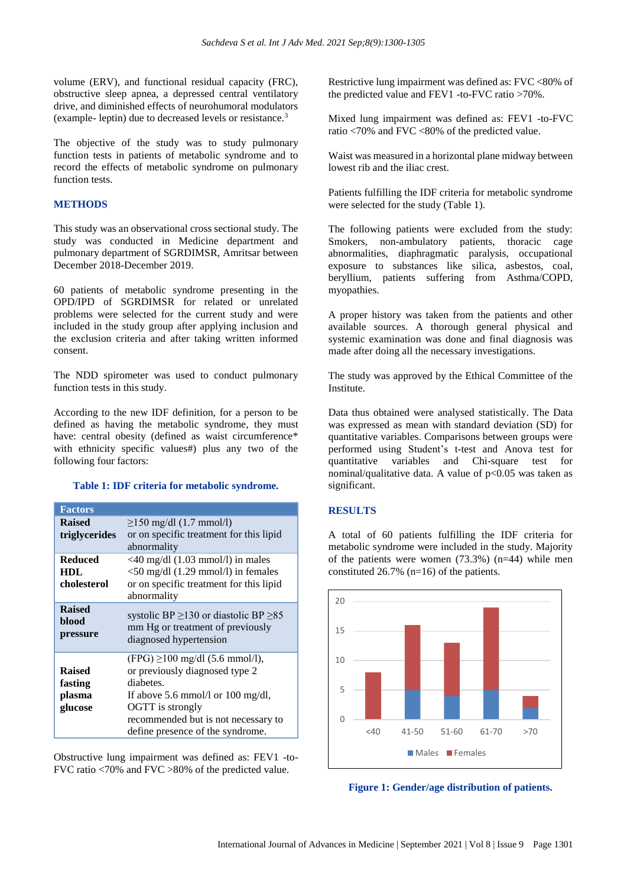volume (ERV), and functional residual capacity (FRC), obstructive sleep apnea, a depressed central ventilatory drive, and diminished effects of neurohumoral modulators (example- leptin) due to decreased levels or resistance.[3]

The objective of the study was to study pulmonary function tests in patients of metabolic syndrome and to record the effects of metabolic syndrome on pulmonary function tests.

## METHODS

This study was an observational cross sectional study. The study was conducted in Medicine department and pulmonary department of SGRDIMSR, Amritsar between December 2018-December 2019.

60 patients of metabolic syndrome presenting in the OPD/IPD of SGRDIMSR for related or unrelated problems were selected for the current study and were included in the study group after applying inclusion and the exclusion criteria and after taking written informed consent.

The NDD spirometer was used to conduct pulmonary function tests in this study.

According to the new IDF definition, for a person to be defined as having the metabolic syndrome, they must have: central obesity (defined as waist circumference* with ethnicity specific values#) plus any two of the following four factors:

**Table 1: IDF criteria for metabolic syndrome.**

| Factors | |
|---|---|
| **Raised triglycerides** | ≥150 mg/dl (1.7 mmol/l) or on specific treatment for this lipid abnormality |
| **Reduced HDL cholesterol** | <40 mg/dl (1.03 mmol/l) in males <50 mg/dl (1.29 mmol/l) in females or on specific treatment for this lipid abnormality |
| **Raised blood pressure** | systolic BP ≥130 or diastolic BP ≥85 mm Hg or treatment of previously diagnosed hypertension |
| **Raised fasting plasma glucose** | (FPG) ≥100 mg/dl (5.6 mmol/l), or previously diagnosed type 2 diabetes. If above 5.6 mmol/l or 100 mg/dl, OGTT is strongly recommended but is not necessary to define presence of the syndrome. |

Obstructive lung impairment was defined as: FEV1 -to-FVC ratio <70% and FVC >80% of the predicted value.

Restrictive lung impairment was defined as: FVC <80% of the predicted value and FEV1 -to-FVC ratio >70%.

Mixed lung impairment was defined as: FEV1 -to-FVC ratio <70% and FVC <80% of the predicted value.

Waist was measured in a horizontal plane midway between lowest rib and the iliac crest.

Patients fulfilling the IDF criteria for metabolic syndrome were selected for the study (Table 1).

The following patients were excluded from the study: Smokers, non-ambulatory patients, thoracic cage abnormalities, diaphragmatic paralysis, occupational exposure to substances like silica, asbestos, coal, beryllium, patients suffering from Asthma/COPD, myopathies.

A proper history was taken from the patients and other available sources. A thorough general physical and systemic examination was done and final diagnosis was made after doing all the necessary investigations.

The study was approved by the Ethical Committee of the Institute.

Data thus obtained were analysed statistically. The Data was expressed as mean with standard deviation (SD) for quantitative variables. Comparisons between groups were performed using Student's t-test and Anova test for quantitative variables and Chi-square test for nominal/qualitative data. A value of $p<0.05$ was taken as significant.

## RESULTS

A total of 60 patients fulfilling the IDF criteria for metabolic syndrome were included in the study. Majority of the patients were women (73.3%) (n=44) while men constituted 26.7% (n=16) of the patients.

**Figure 1: Gender/age distribution of patients.**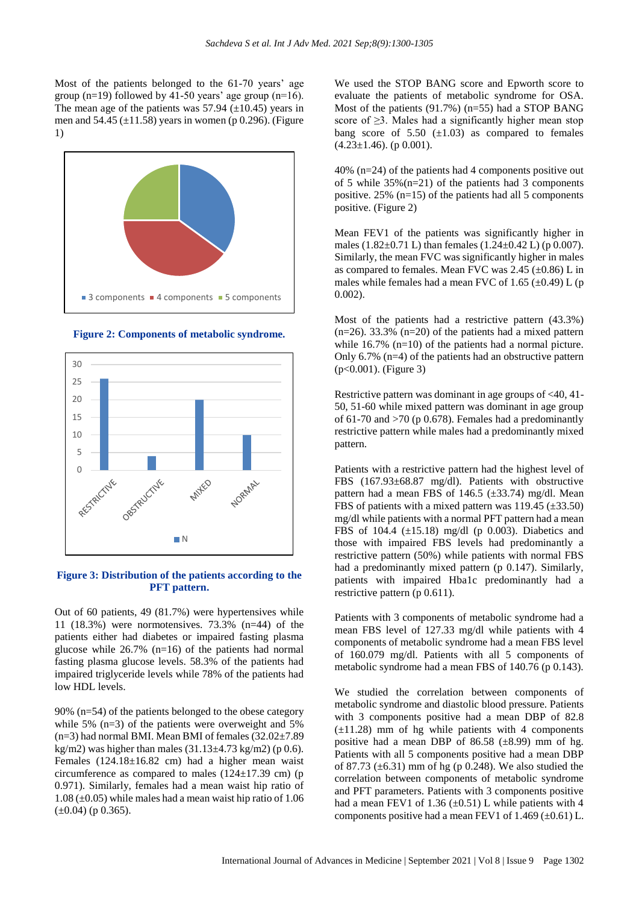Most of the patients belonged to the 61-70 years' age group (n=19) followed by 41-50 years' age group (n=16). The mean age of the patients was 57.94 (±10.45) years in men and 54.45 (±11.58) years in women (p 0.296). (Figure 1)

**Figure 2: Components of metabolic syndrome.**

**Figure 3: Distribution of the patients according to the PFT pattern.**

Out of 60 patients, 49 (81.7%) were hypertensives while 11 (18.3%) were normotensives. 73.3% (n=44) of the patients either had diabetes or impaired fasting plasma glucose while 26.7% (n=16) of the patients had normal fasting plasma glucose levels. 58.3% of the patients had impaired triglyceride levels while 78% of the patients had low HDL levels.

90% (n=54) of the patients belonged to the obese category while 5% (n=3) of the patients were overweight and 5% (n=3) had normal BMI. Mean BMI of females (32.02±7.89 kg/m2) was higher than males (31.13±4.73 kg/m2) (p 0.6). Females (124.18±16.82 cm) had a higher mean waist circumference as compared to males (124±17.39 cm) (p 0.971). Similarly, females had a mean waist hip ratio of 1.08 (±0.05) while males had a mean waist hip ratio of 1.06 (±0.04) (p 0.365).

We used the STOP BANG score and Epworth score to evaluate the patients of metabolic syndrome for OSA. Most of the patients (91.7%) (n=55) had a STOP BANG score of ≥3. Males had a significantly higher mean stop bang score of 5.50 (±1.03) as compared to females (4.23±1.46). (p 0.001).

40% (n=24) of the patients had 4 components positive out of 5 while 35%(n=21) of the patients had 3 components positive. 25% (n=15) of the patients had all 5 components positive. (Figure 2)

Mean FEV1 of the patients was significantly higher in males (1.82±0.71 L) than females (1.24±0.42 L) (p 0.007). Similarly, the mean FVC was significantly higher in males as compared to females. Mean FVC was 2.45 (±0.86) L in males while females had a mean FVC of 1.65 (±0.49) L (p 0.002).

Most of the patients had a restrictive pattern (43.3%) (n=26). 33.3% (n=20) of the patients had a mixed pattern while 16.7% (n=10) of the patients had a normal picture. Only 6.7% (n=4) of the patients had an obstructive pattern (p<0.001). (Figure 3)

Restrictive pattern was dominant in age groups of <40, 41-50, 51-60 while mixed pattern was dominant in age group of 61-70 and >70 (p 0.678). Females had a predominantly restrictive pattern while males had a predominantly mixed pattern.

Patients with a restrictive pattern had the highest level of FBS (167.93±68.87 mg/dl). Patients with obstructive pattern had a mean FBS of 146.5 (±33.74) mg/dl. Mean FBS of patients with a mixed pattern was 119.45 (±33.50) mg/dl while patients with a normal PFT pattern had a mean FBS of 104.4 (±15.18) mg/dl (p 0.003). Diabetics and those with impaired FBS levels had predominantly a restrictive pattern (50%) while patients with normal FBS had a predominantly mixed pattern (p 0.147). Similarly, patients with impaired Hba1c predominantly had a restrictive pattern (p 0.611).

Patients with 3 components of metabolic syndrome had a mean FBS level of 127.33 mg/dl while patients with 4 components of metabolic syndrome had a mean FBS level of 160.079 mg/dl. Patients with all 5 components of metabolic syndrome had a mean FBS of 140.76 (p 0.143).

We studied the correlation between components of metabolic syndrome and diastolic blood pressure. Patients with 3 components positive had a mean DBP of 82.8 (±11.28) mm of hg while patients with 4 components positive had a mean DBP of 86.58 (±8.99) mm of hg. Patients with all 5 components positive had a mean DBP of 87.73 (±6.31) mm of hg (p 0.248). We also studied the correlation between components of metabolic syndrome and PFT parameters. Patients with 3 components positive had a mean FEV1 of 1.36 (±0.51) L while patients with 4 components positive had a mean FEV1 of 1.469 (±0.61) L.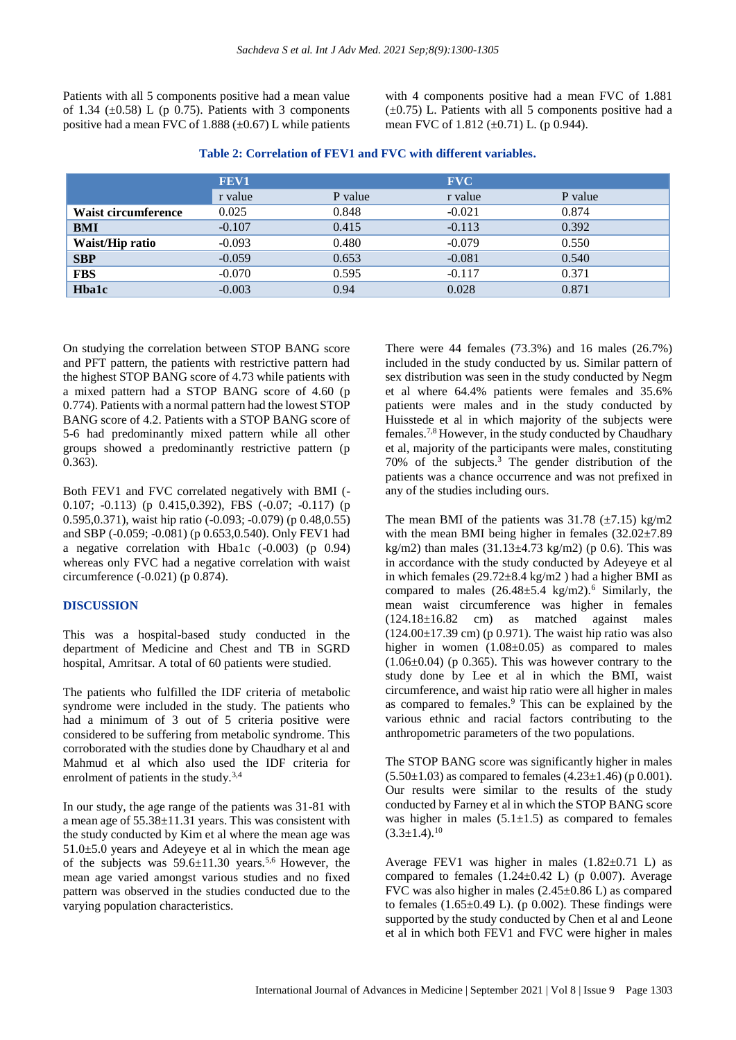Patients with all 5 components positive had a mean value of 1.34 (±0.58) L (p 0.75). Patients with 3 components positive had a mean FVC of 1.888 (±0.67) L while patients with 4 components positive had a mean FVC of 1.881 (±0.75) L. Patients with all 5 components positive had a mean FVC of 1.812 (±0.71) L. (p 0.944).

**Table 2: Correlation of FEV1 and FVC with different variables.**

| | FEV1 | | FVC | |
|---|---|---|---|---|
| | r value | P value | r value | P value |
| **Waist circumference** | 0.025 | 0.848 | -0.021 | 0.874 |
| **BMI** | -0.107 | 0.415 | -0.113 | 0.392 |
| **Waist/Hip ratio** | -0.093 | 0.480 | -0.079 | 0.550 |
| **SBP** | -0.059 | 0.653 | -0.081 | 0.540 |
| **FBS** | -0.070 | 0.595 | -0.117 | 0.371 |
| **Hba1c** | -0.003 | 0.94 | 0.028 | 0.871 |

On studying the correlation between STOP BANG score and PFT pattern, the patients with restrictive pattern had the highest STOP BANG score of 4.73 while patients with a mixed pattern had a STOP BANG score of 4.60 (p 0.774). Patients with a normal pattern had the lowest STOP BANG score of 4.2. Patients with a STOP BANG score of 5-6 had predominantly mixed pattern while all other groups showed a predominantly restrictive pattern (p 0.363).

Both FEV1 and FVC correlated negatively with BMI (-0.107; -0.113) (p 0.415,0.392), FBS (-0.07; -0.117) (p 0.595,0.371), waist hip ratio (-0.093; -0.079) (p 0.48,0.55) and SBP (-0.059; -0.081) (p 0.653,0.540). Only FEV1 had a negative correlation with Hba1c (-0.003) (p 0.94) whereas only FVC had a negative correlation with waist circumference (-0.021) (p 0.874).

## DISCUSSION

This was a hospital-based study conducted in the department of Medicine and Chest and TB in SGRD hospital, Amritsar. A total of 60 patients were studied.

The patients who fulfilled the IDF criteria of metabolic syndrome were included in the study. The patients who had a minimum of 3 out of 5 criteria positive were considered to be suffering from metabolic syndrome. This corroborated with the studies done by Chaudhary et al and Mahmud et al which also used the IDF criteria for enrolment of patients in the study.[3,4]

In our study, the age range of the patients was 31-81 with a mean age of 55.38±11.31 years. This was consistent with the study conducted by Kim et al where the mean age was 51.0±5.0 years and Adeyeye et al in which the mean age of the subjects was 59.6±11.30 years.[5,6] However, the mean age varied amongst various studies and no fixed pattern was observed in the studies conducted due to the varying population characteristics.

There were 44 females (73.3%) and 16 males (26.7%) included in the study conducted by us. Similar pattern of sex distribution was seen in the study conducted by Negm et al where 64.4% patients were females and 35.6% patients were males and in the study conducted by Huisstede et al in which majority of the subjects were females.[7,8] However, in the study conducted by Chaudhary et al, majority of the participants were males, constituting 70% of the subjects.[3] The gender distribution of the patients was a chance occurrence and was not prefixed in any of the studies including ours.

The mean BMI of the patients was 31.78 (±7.15) kg/m2 with the mean BMI being higher in females (32.02±7.89 kg/m2) than males (31.13±4.73 kg/m2) (p 0.6). This was in accordance with the study conducted by Adeyeye et al in which females (29.72±8.4 kg/m2 ) had a higher BMI as compared to males (26.48±5.4 kg/m2).[6] Similarly, the mean waist circumference was higher in females (124.18±16.82 cm) as matched against males (124.00±17.39 cm) (p 0.971). The waist hip ratio was also higher in women (1.08±0.05) as compared to males (1.06±0.04) (p 0.365). This was however contrary to the study done by Lee et al in which the BMI, waist circumference, and waist hip ratio were all higher in males as compared to females.[9] This can be explained by the various ethnic and racial factors contributing to the anthropometric parameters of the two populations.

The STOP BANG score was significantly higher in males (5.50±1.03) as compared to females (4.23±1.46) (p 0.001). Our results were similar to the results of the study conducted by Farney et al in which the STOP BANG score was higher in males (5.1±1.5) as compared to females (3.3±1.4).[10]

Average FEV1 was higher in males (1.82±0.71 L) as compared to females (1.24±0.42 L) (p 0.007). Average FVC was also higher in males (2.45±0.86 L) as compared to females (1.65±0.49 L). (p 0.002). These findings were supported by the study conducted by Chen et al and Leone et al in which both FEV1 and FVC were higher in males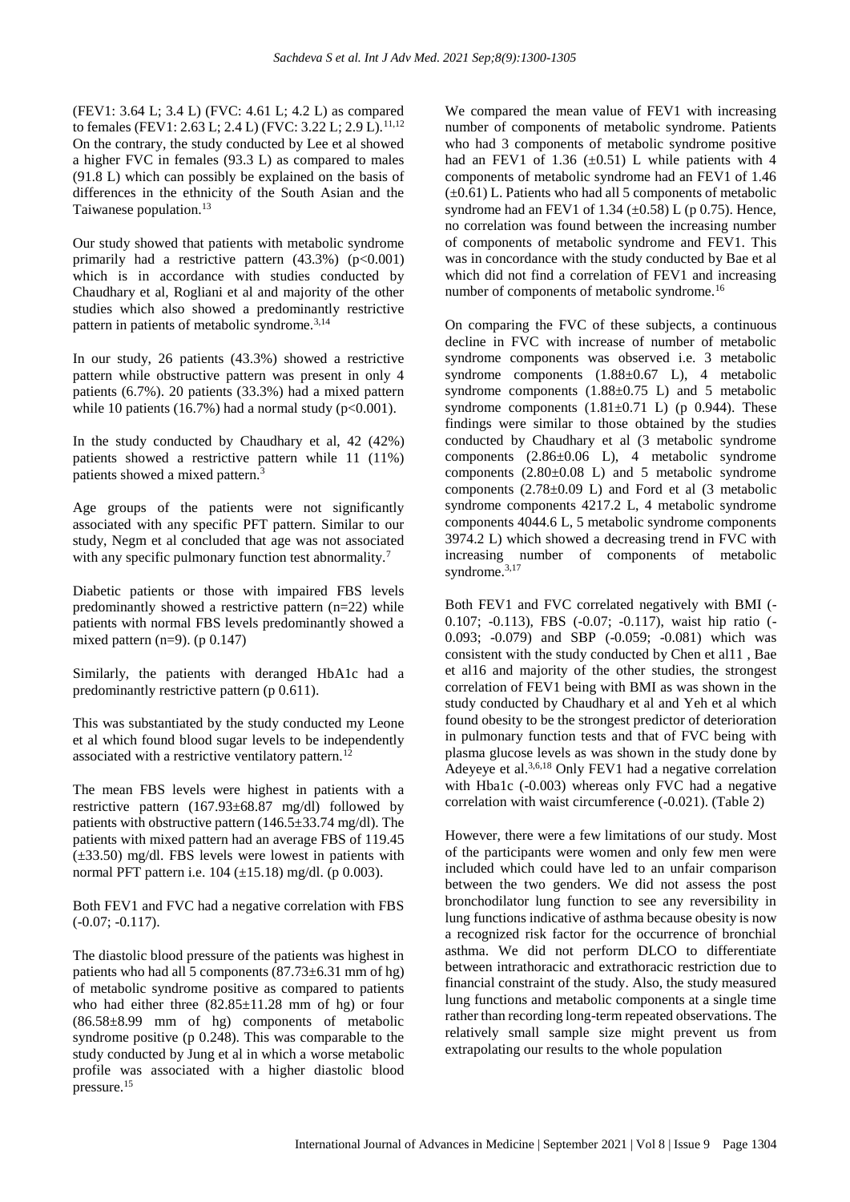(FEV1: 3.64 L; 3.4 L) (FVC: 4.61 L; 4.2 L) as compared to females (FEV1: 2.63 L; 2.4 L) (FVC: 3.22 L; 2.9 L).[11,12] On the contrary, the study conducted by Lee et al showed a higher FVC in females (93.3 L) as compared to males (91.8 L) which can possibly be explained on the basis of differences in the ethnicity of the South Asian and the Taiwanese population.[13]

Our study showed that patients with metabolic syndrome primarily had a restrictive pattern (43.3%) ($p<0.001$) which is in accordance with studies conducted by Chaudhary et al, Rogliani et al and majority of the other studies which also showed a predominantly restrictive pattern in patients of metabolic syndrome.[3,14]

In our study, 26 patients (43.3%) showed a restrictive pattern while obstructive pattern was present in only 4 patients (6.7%). 20 patients (33.3%) had a mixed pattern while 10 patients (16.7%) had a normal study ($p<0.001$).

In the study conducted by Chaudhary et al, 42 (42%) patients showed a restrictive pattern while 11 (11%) patients showed a mixed pattern.[3]

Age groups of the patients were not significantly associated with any specific PFT pattern. Similar to our study, Negm et al concluded that age was not associated with any specific pulmonary function test abnormality.[7]

Diabetic patients or those with impaired FBS levels predominantly showed a restrictive pattern (n=22) while patients with normal FBS levels predominantly showed a mixed pattern (n=9). (p 0.147)

Similarly, the patients with deranged HbA1c had a predominantly restrictive pattern (p 0.611).

This was substantiated by the study conducted my Leone et al which found blood sugar levels to be independently associated with a restrictive ventilatory pattern.[12]

The mean FBS levels were highest in patients with a restrictive pattern (167.93±68.87 mg/dl) followed by patients with obstructive pattern (146.5±33.74 mg/dl). The patients with mixed pattern had an average FBS of 119.45 (±33.50) mg/dl. FBS levels were lowest in patients with normal PFT pattern i.e. 104 (±15.18) mg/dl. (p 0.003).

Both FEV1 and FVC had a negative correlation with FBS (-0.07; -0.117).

The diastolic blood pressure of the patients was highest in patients who had all 5 components (87.73±6.31 mm of hg) of metabolic syndrome positive as compared to patients who had either three (82.85±11.28 mm of hg) or four (86.58±8.99 mm of hg) components of metabolic syndrome positive (p 0.248). This was comparable to the study conducted by Jung et al in which a worse metabolic profile was associated with a higher diastolic blood pressure.[15]

We compared the mean value of FEV1 with increasing number of components of metabolic syndrome. Patients who had 3 components of metabolic syndrome positive had an FEV1 of 1.36 (±0.51) L while patients with 4 components of metabolic syndrome had an FEV1 of 1.46 (±0.61) L. Patients who had all 5 components of metabolic syndrome had an FEV1 of 1.34 (±0.58) L (p 0.75). Hence, no correlation was found between the increasing number of components of metabolic syndrome and FEV1. This was in concordance with the study conducted by Bae et al which did not find a correlation of FEV1 and increasing number of components of metabolic syndrome.[16]

On comparing the FVC of these subjects, a continuous decline in FVC with increase of number of metabolic syndrome components was observed i.e. 3 metabolic syndrome components (1.88±0.67 L), 4 metabolic syndrome components (1.88±0.75 L) and 5 metabolic syndrome components (1.81±0.71 L) (p 0.944). These findings were similar to those obtained by the studies conducted by Chaudhary et al (3 metabolic syndrome components (2.86±0.06 L), 4 metabolic syndrome components (2.80±0.08 L) and 5 metabolic syndrome components (2.78±0.09 L) and Ford et al (3 metabolic syndrome components 4217.2 L, 4 metabolic syndrome components 4044.6 L, 5 metabolic syndrome components 3974.2 L) which showed a decreasing trend in FVC with increasing number of components of metabolic syndrome.[3,17]

Both FEV1 and FVC correlated negatively with BMI (-0.107; -0.113), FBS (-0.07; -0.117), waist hip ratio (-0.093; -0.079) and SBP (-0.059; -0.081) which was consistent with the study conducted by Chen et al11 , Bae et al16 and majority of the other studies, the strongest correlation of FEV1 being with BMI as was shown in the study conducted by Chaudhary et al and Yeh et al which found obesity to be the strongest predictor of deterioration in pulmonary function tests and that of FVC being with plasma glucose levels as was shown in the study done by Adeyeye et al.[3,6,18] Only FEV1 had a negative correlation with Hba1c (-0.003) whereas only FVC had a negative correlation with waist circumference (-0.021). (Table 2)

However, there were a few limitations of our study. Most of the participants were women and only few men were included which could have led to an unfair comparison between the two genders. We did not assess the post bronchodilator lung function to see any reversibility in lung functions indicative of asthma because obesity is now a recognized risk factor for the occurrence of bronchial asthma. We did not perform DLCO to differentiate between intrathoracic and extrathoracic restriction due to financial constraint of the study. Also, the study measured lung functions and metabolic components at a single time rather than recording long-term repeated observations. The relatively small sample size might prevent us from extrapolating our results to the whole population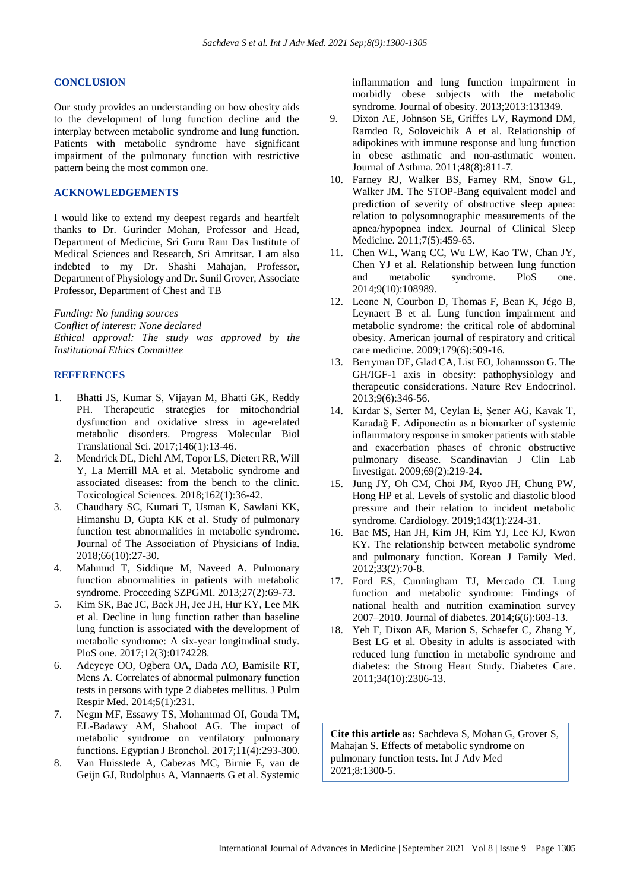## CONCLUSION

Our study provides an understanding on how obesity aids to the development of lung function decline and the interplay between metabolic syndrome and lung function. Patients with metabolic syndrome have significant impairment of the pulmonary function with restrictive pattern being the most common one.

## ACKNOWLEDGEMENTS

I would like to extend my deepest regards and heartfelt thanks to Dr. Gurinder Mohan, Professor and Head, Department of Medicine, Sri Guru Ram Das Institute of Medical Sciences and Research, Sri Amritsar. I am also indebted to my Dr. Shashi Mahajan, Professor, Department of Physiology and Dr. Sunil Grover, Associate Professor, Department of Chest and TB

*Funding: No funding sources*
*Conflict of interest: None declared*
*Ethical approval: The study was approved by the Institutional Ethics Committee*

## REFERENCES

1. Bhatti JS, Kumar S, Vijayan M, Bhatti GK, Reddy PH. Therapeutic strategies for mitochondrial dysfunction and oxidative stress in age-related metabolic disorders. Progress Molecular Biol Translational Sci. 2017;146(1):13-46.
2. Mendrick DL, Diehl AM, Topor LS, Dietert RR, Will Y, La Merrill MA et al. Metabolic syndrome and associated diseases: from the bench to the clinic. Toxicological Sciences. 2018;162(1):36-42.
3. Chaudhary SC, Kumari T, Usman K, Sawlani KK, Himanshu D, Gupta KK et al. Study of pulmonary function test abnormalities in metabolic syndrome. Journal of The Association of Physicians of India. 2018;66(10):27-30.
4. Mahmud T, Siddique M, Naveed A. Pulmonary function abnormalities in patients with metabolic syndrome. Proceeding SZPGMI. 2013;27(2):69-73.
5. Kim SK, Bae JC, Baek JH, Jee JH, Hur KY, Lee MK et al. Decline in lung function rather than baseline lung function is associated with the development of metabolic syndrome: A six-year longitudinal study. PloS one. 2017;12(3):0174228.
6. Adeyeye OO, Ogbera OA, Dada AO, Bamisile RT, Mens A. Correlates of abnormal pulmonary function tests in persons with type 2 diabetes mellitus. J Pulm Respir Med. 2014;5(1):231.
7. Negm MF, Essawy TS, Mohammad OI, Gouda TM, EL-Badawy AM, Shahoot AG. The impact of metabolic syndrome on ventilatory pulmonary functions. Egyptian J Bronchol. 2017;11(4):293-300.
8. Van Huisstede A, Cabezas MC, Birnie E, van de Geijn GJ, Rudolphus A, Mannaerts G et al. Systemic inflammation and lung function impairment in morbidly obese subjects with the metabolic syndrome. Journal of obesity. 2013;2013:131349.
9. Dixon AE, Johnson SE, Griffes LV, Raymond DM, Ramdeo R, Soloveichik A et al. Relationship of adipokines with immune response and lung function in obese asthmatic and non-asthmatic women. Journal of Asthma. 2011;48(8):811-7.
10. Farney RJ, Walker BS, Farney RM, Snow GL, Walker JM. The STOP-Bang equivalent model and prediction of severity of obstructive sleep apnea: relation to polysomnographic measurements of the apnea/hypopnea index. Journal of Clinical Sleep Medicine. 2011;7(5):459-65.
11. Chen WL, Wang CC, Wu LW, Kao TW, Chan JY, Chen YJ et al. Relationship between lung function and metabolic syndrome. PloS one. 2014;9(10):108989.
12. Leone N, Courbon D, Thomas F, Bean K, Jégo B, Leynaert B et al. Lung function impairment and metabolic syndrome: the critical role of abdominal obesity. American journal of respiratory and critical care medicine. 2009;179(6):509-16.
13. Berryman DE, Glad CA, List EO, Johannsson G. The GH/IGF-1 axis in obesity: pathophysiology and therapeutic considerations. Nature Rev Endocrinol. 2013;9(6):346-56.
14. Kırdar S, Serter M, Ceylan E, Şener AG, Kavak T, Karadağ F. Adiponectin as a biomarker of systemic inflammatory response in smoker patients with stable and exacerbation phases of chronic obstructive pulmonary disease. Scandinavian J Clin Lab Investigat. 2009;69(2):219-24.
15. Jung JY, Oh CM, Choi JM, Ryoo JH, Chung PW, Hong HP et al. Levels of systolic and diastolic blood pressure and their relation to incident metabolic syndrome. Cardiology. 2019;143(1):224-31.
16. Bae MS, Han JH, Kim JH, Kim YJ, Lee KJ, Kwon KY. The relationship between metabolic syndrome and pulmonary function. Korean J Family Med. 2012;33(2):70-8.
17. Ford ES, Cunningham TJ, Mercado CI. Lung function and metabolic syndrome: Findings of national health and nutrition examination survey 2007–2010. Journal of diabetes. 2014;6(6):603-13.
18. Yeh F, Dixon AE, Marion S, Schaefer C, Zhang Y, Best LG et al. Obesity in adults is associated with reduced lung function in metabolic syndrome and diabetes: the Strong Heart Study. Diabetes Care. 2011;34(10):2306-13.

**Cite this article as:** Sachdeva S, Mohan G, Grover S, Mahajan S. Effects of metabolic syndrome on pulmonary function tests. Int J Adv Med 2021;8:1300-5.